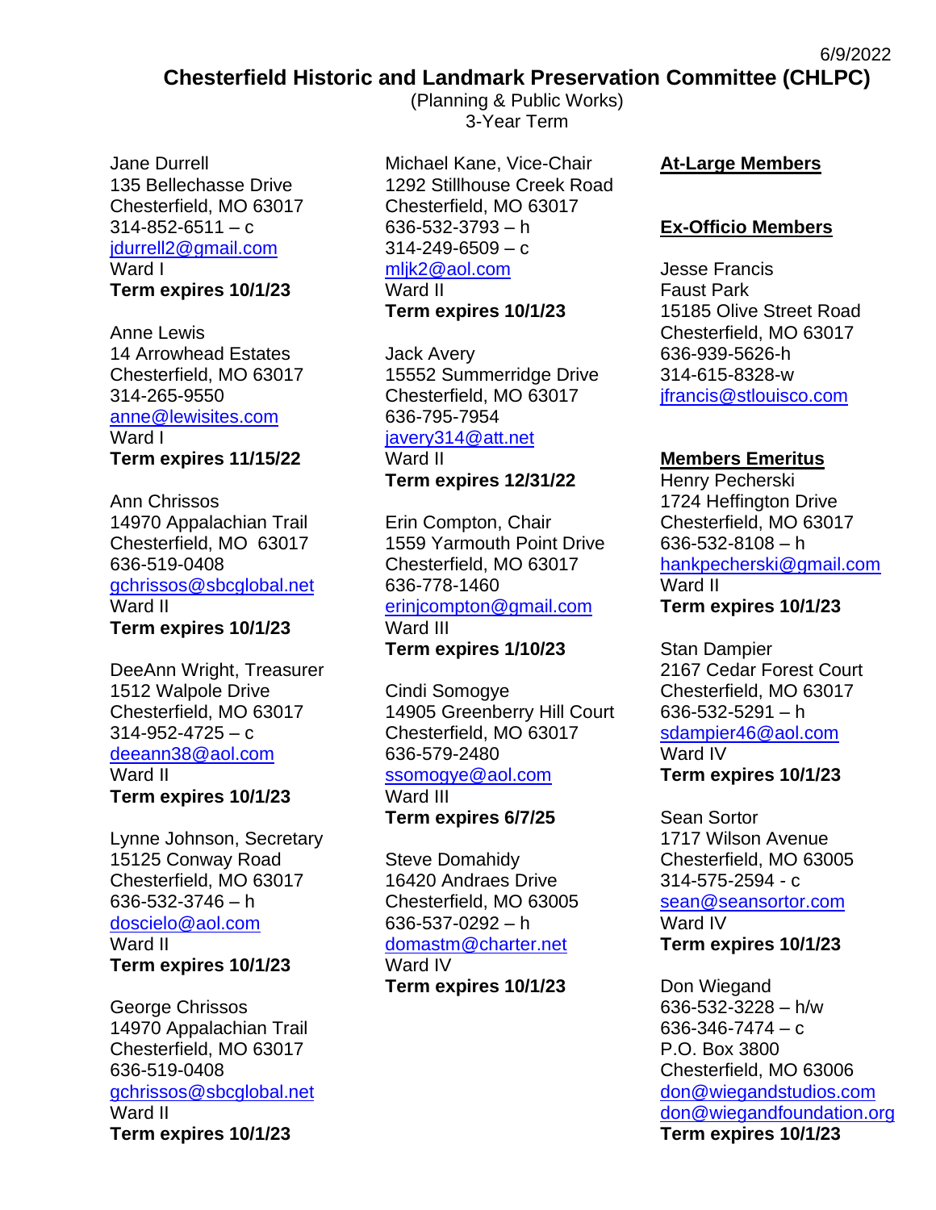6/9/2022

# Chesterfield Historic and Landmark Preservation Committee (CHLPC)

(Planning & Public Works)
3-Year Term

Jane Durrell
135 Bellechasse Drive
Chesterfield, MO 63017
314-852-6511 – c
jdurrell2@gmail.com
Ward I
**Term expires 10/1/23**

Anne Lewis
14 Arrowhead Estates
Chesterfield, MO 63017
314-265-9550
anne@lewisites.com
Ward I
**Term expires 11/15/22**

Ann Chrissos
14970 Appalachian Trail
Chesterfield, MO 63017
636-519-0408
gchrissos@sbcglobal.net
Ward II
**Term expires 10/1/23**

DeeAnn Wright, Treasurer
1512 Walpole Drive
Chesterfield, MO 63017
314-952-4725 – c
deeann38@aol.com
Ward II
**Term expires 10/1/23**

Lynne Johnson, Secretary
15125 Conway Road
Chesterfield, MO 63017
636-532-3746 – h
doscielo@aol.com
Ward II
**Term expires 10/1/23**

George Chrissos
14970 Appalachian Trail
Chesterfield, MO 63017
636-519-0408
gchrissos@sbcglobal.net
Ward II
**Term expires 10/1/23**

Michael Kane, Vice-Chair
1292 Stillhouse Creek Road
Chesterfield, MO 63017
636-532-3793 – h
314-249-6509 – c
mljk2@aol.com
Ward II
**Term expires 10/1/23**

Jack Avery
15552 Summerridge Drive
Chesterfield, MO 63017
636-795-7954
javery314@att.net
Ward II
**Term expires 12/31/22**

Erin Compton, Chair
1559 Yarmouth Point Drive
Chesterfield, MO 63017
636-778-1460
erinjcompton@gmail.com
Ward III
**Term expires 1/10/23**

Cindi Somogye
14905 Greenberry Hill Court
Chesterfield, MO 63017
636-579-2480
ssomogye@aol.com
Ward III
**Term expires 6/7/25**

Steve Domahidy
16420 Andraes Drive
Chesterfield, MO 63005
636-537-0292 – h
domastm@charter.net
Ward IV
**Term expires 10/1/23**

**At-Large Members**

**Ex-Officio Members**

Jesse Francis
Faust Park
15185 Olive Street Road
Chesterfield, MO 63017
636-939-5626-h
314-615-8328-w
jfrancis@stlouisco.com

**Members Emeritus**

Henry Pecherski
1724 Heffington Drive
Chesterfield, MO 63017
636-532-8108 – h
hankpecherski@gmail.com
Ward II
**Term expires 10/1/23**

Stan Dampier
2167 Cedar Forest Court
Chesterfield, MO 63017
636-532-5291 – h
sdampier46@aol.com
Ward IV
**Term expires 10/1/23**

Sean Sortor
1717 Wilson Avenue
Chesterfield, MO 63005
314-575-2594 - c
sean@seansortor.com
Ward IV
**Term expires 10/1/23**

Don Wiegand
636-532-3228 – h/w
636-346-7474 – c
P.O. Box 3800
Chesterfield, MO 63006
don@wiegandstudios.com
don@wiegandfoundation.org
**Term expires 10/1/23**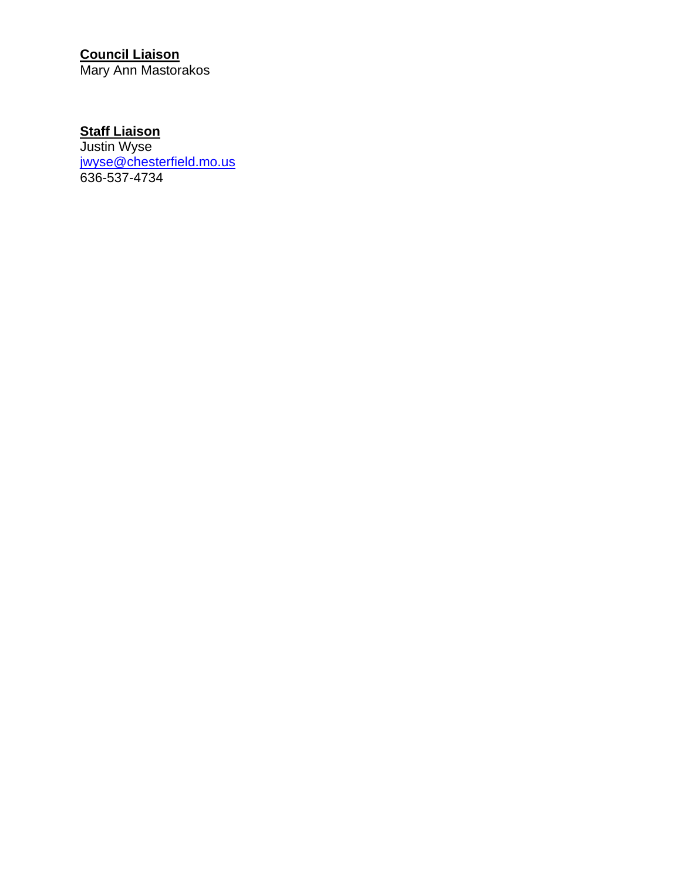**Council Liaison**
Mary Ann Mastorakos

**Staff Liaison**
Justin Wyse
jwyse@chesterfield.mo.us
636-537-4734